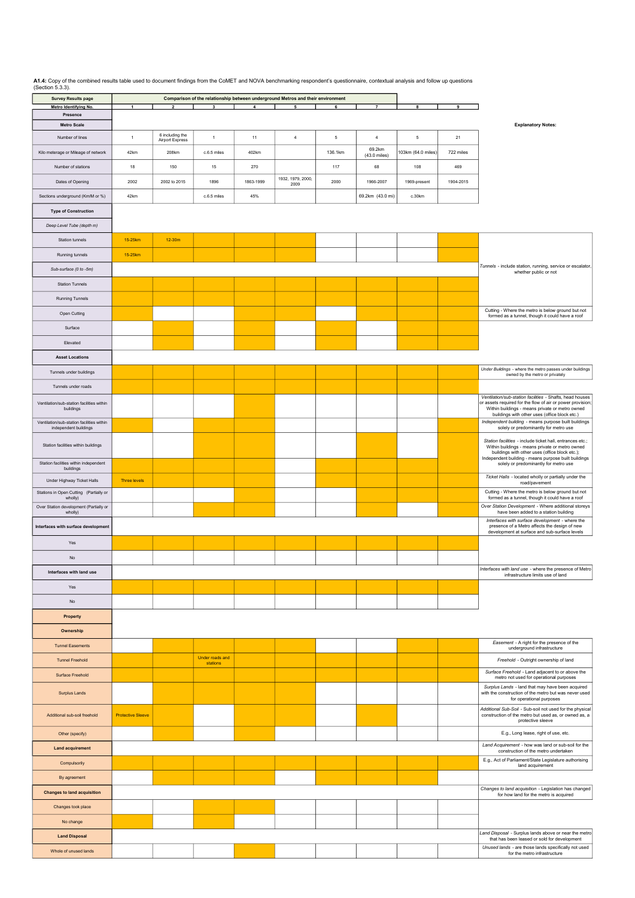**A1.4:** Copy of the combined results table used to document findings from the CoMET and NOVA benchmarking respondent's questionnaire, contextual analysis and follow up questions (Section 5.3.3).

| Survey Results page | Comparison of the relationship between underground Metros and their environment | | | | | | | | | |
|---|---|---|---|---|---|---|---|---|---|---|
| **Metro Identifying No.** | **1** | **2** | **3** | **4** | **5** | **6** | **7** | **8** | **9** | |
| **Presence** | | | | | | | | | | |
| **Metro Scale** | | | | | | | | | | **Explanatory Notes:** |
| Number of lines | 1 | 6 including the Airport Express | 1 | 11 | 4 | 5 | 4 | 5 | 21 | |
| Kilo meterage or Mileage of network | 42km | 208km | c.6.5 miles | 402km | | 136.1km | 69.2km (43.0 miles) | 103km (64.0 miles) | 722 miles | |
| Number of stations | 18 | 150 | 15 | 270 | | 117 | 68 | 108 | 469 | |
| Dates of Opening | 2002 | 2002 to 2015 | 1896 | 1863-1999 | 1932, 1979, 2000, 2009 | 2000 | 1966-2007 | 1969-present | 1904-2015 | |
| Sections underground (Km/M or %) | 42km | | c.6.5 miles | 45% | | | 69.2km (43.0 mi) | c.30km | | |
| **Type of Construction** | | | | | | | | | | |
| *Deep Level Tube (depth m)* | | | | | | | | | | |
| Station tunnels | ■ 15-25km | ■ 12-30m | ■ | ■ | ■ | | | | ■ | |
| Running tunnels | ■ 15-25km | ■ | ■ | ■ | ■ | | | | ■ | |
| *Sub-surface (0 to -5m)* | | | | | | | | | | *Tunnels* - include station, running, service or escalator, whether public or not |
| Station Tunnels | ■ | ■ | ■ | ■ | ■ | ■ | ■ | ■ | ■ | |
| Running Tunnels | ■ | ■ | ■ | ■ | ■ | ■ | ■ | ■ | ■ | |
| Open Cutting | ■ | | | ■ | ■ | | ■ | ■ | ■ | Cutting - Where the metro is below ground but not formed as a tunnel, though it could have a roof |
| Surface | | ■ | | ■ | | ■ | | ■ | ■ | |
| Elevated | | ■ | | ■ | | ■ | | ■ | ■ | |
| **Asset Locations** | | | | | | | | | | |
| Tunnels under buildings | ■ | ■ | ■ | ■ | ■ | ■ | ■ | ■ | ■ | *Under Buildings* - where the metro passes under buildings owned by the metro or privately |
| Tunnels under roads | ■ | ■ | ■ | ■ | ■ | ■ | ■ | ■ | ■ | |
| Ventilation/sub-station facilities within buildings | | | | ■ | | | | | | *Ventilation/sub-station facilities* - Shafts, head houses or assets required for the flow of air or power provision; Within buildings - means private or metro owned buildings with other uses (office block etc.) |
| Ventilation/sub-station facilities within independent buildings | ■ | | | ■ | | | | | ■ | *Independent building* - means purpose built buildings solely or predominantly for metro use |
| Station facilities within buildings | | | ■ | ■ | | | ■ | | ■ | *Station facilities* - include ticket hall, entrances etc.; Within buildings - means private or metro owned buildings with other uses (office block etc.); Independent building - means purpose built buildings solely or predominantly for metro use |
| Station facilities within independent buildings | ■ | ■ | ■ | ■ | | ■ | ■ | ■ | ■ | |
| Under Highway Ticket Halls | ■ Three levels | ■ | ■ | ■ | | ■ | ■ | ■ | ■ | *Ticket Halls* - located wholly or partially under the road/pavement |
| Stations in Open Cutting (Partially or wholly) | | | ■ | ■ | | | ■ | ■ | ■ | Cutting - Where the metro is below ground but not formed as a tunnel, though it could have a roof |
| Over Station development (Partially or wholly) | | | ■ | ■ | ■ | ■ | ■ | | ■ | *Over Station Development* - Where additional storeys have been added to a station building |
| **Interfaces with surface development** | | | | | | | | | | *Interfaces with surface development* - where the presence of a Metro affects the design of new development at surface and sub-surface levels |
| Yes | ■ | ■ | ■ | ■ | ■ | ■ | ■ | ■ | ■ | |
| No | | | | | | | | | | |
| **Interfaces with land use** | | | | | | | | | | *Interfaces with land use* - where the presence of Metro infrastructure limits use of land |
| Yes | ■ | ■ | ■ | ■ | ■ | ■ | ■ | ■ | ■ | |
| No | | | | | | | | | | |
| **Property** | | | | | | | | | | |
| **Ownership** | | | | | | | | | | |
| Tunnel Easements | | ■ | ■ | ■ | ■ | | | ■ | ■ | *Easement* - A right for the presence of the underground infrastructure |
| Tunnel Freehold | ■ | ■ | ■ Under roads and stations | ■ | ■ | ■ | ■ | ■ | ■ | *Freehold* - Outright ownership of land |
| Surface Freehold | ■ | ■ | ■ | ■ | ■ | ■ | ■ | ■ | ■ | *Surface Freehold* - Land adjacent to or above the metro not used for operational purposes |
| Surplus Lands | | ■ | ■ | ■ | ■ | | | | ■ | *Surplus Lands* - land that may have been acquired with the construction of the metro but was never used for operational purposes |
| Additional sub-soil freehold | ■ Protective Sleeve | ■ | | ■ | | ■ | | | ■ | *Additional Sub-Soil* - Sub-soil not used for the physical construction of the metro but used as, or owned as, a protective sleeve |
| Other (specify) | | ■ | | ■ | | | | | ■ | E.g., Long lease, right of use, etc. |
| **Land acquirement** | | | | | | | | | | *Land Acquirement* - how was land or sub-soil for the construction of the metro undertaken |
| Compulsorily | ■ | ■ | ■ | ■ | ■ | ■ | ■ | ■ | ■ | E.g., Act of Parliament/State Legislature authorising land acquirement |
| By agreement | | ■ | ■ | ■ | | ■ | ■ | ■ | | |
| **Changes to land acquisition** | | | | | | | | | | *Changes to land acquisition* - Legislation has changed for how land for the metro is acquired |
| Changes took place | | | ■ | ■ | | | | | | |
| No change | ■ | | ■ | | | | | | | |
| **Land Disposal** | | | | | | | | | | *Land Disposal* - Surplus lands above or near the metro that has been leased or sold for development |
| Whole of unused lands | | | | ■ | | | | | | *Unused lands* - are those lands specifically not used for the metro infrastructure |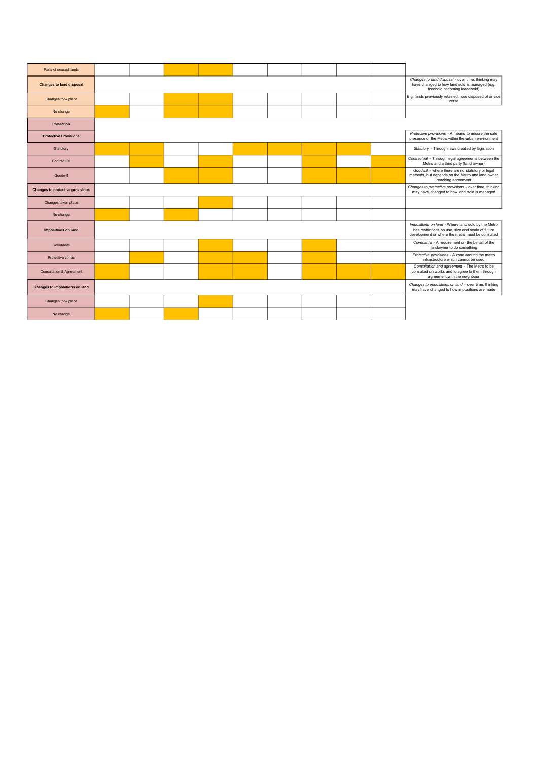| | | | | | | | | | | |
|---|---|---|---|---|---|---|---|---|---|---|
| Parts of unused lands | | | | | | | | | | |
| **Changes to land disposal** | | | | | | | | | | *Changes to land disposal* - over time, thinking may have changed to how land sold is managed (e.g. freehold becoming leasehold) |
| Changes took place | | | | | | | | | | E.g. lands previously retained, now disposed of or vice versa |
| No change | | | | | | | | | | |
| **Protection** | | | | | | | | | | |
| **Protective Provisions** | | | | | | | | | | *Protective provisions* - A means to ensure the safe presence of the Metro within the urban environment |
| Statutory | | | | | | | | | | *Statutory* - Through laws created by legislation |
| Contractual | | | | | | | | | | *Contractual* - Through legal agreements between the Metro and a third party (land owner) |
| Goodwill | | | | | | | | | | *Goodwill* - where there are no statutory or legal methods, but depends on the Metro and land owner reaching agreement |
| **Changes to protective provisions** | | | | | | | | | | *Changes to protective provisions* - over time, thinking may have changed to how land sold is managed |
| Changes taken place | | | | | | | | | | |
| No change | | | | | | | | | | |
| **Impositions on land** | | | | | | | | | | *Impositions on land* - Where land sold by the Metro has restrictions on use, size and scale of future development or where the metro must be consulted |
| Covenants | | | | | | | | | | *Covenants* - A requirement on the behalf of the landowner to do something |
| Protective zones | | | | | | | | | | *Protective provisions* - A zone around the metro infrastructure which cannot be used |
| Consultation & Agreement | | | | | | | | | | *Consultation and agreement* - The Metro to be consulted on works and to agree to them through agreement with the neighbour |
| **Changes to impositions on land** | | | | | | | | | | *Changes to impositions on land* - over time, thinking may have changed to how impositions are made |
| Changes took place | | | | | | | | | | |
| No change | | | | | | | | | | |